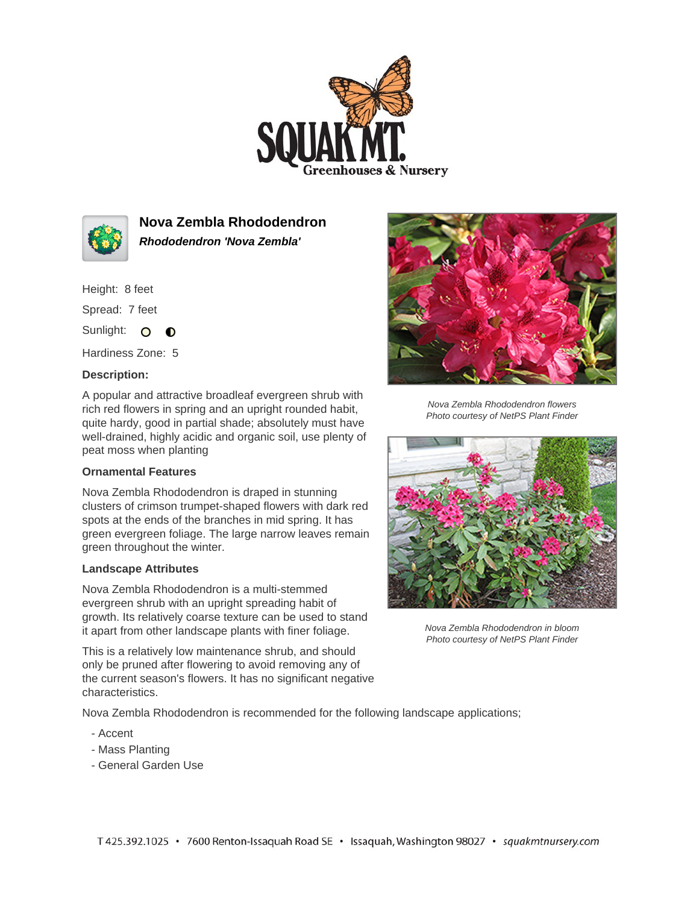# Nova Zembla Rhododendron

***Rhododendron 'Nova Zembla'***

Height: 8 feet

Spread: 7 feet

Sunlight:

Hardiness Zone: 5

**Description:**

A popular and attractive broadleaf evergreen shrub with rich red flowers in spring and an upright rounded habit, quite hardy, good in partial shade; absolutely must have well-drained, highly acidic and organic soil, use plenty of peat moss when planting

**Ornamental Features**

Nova Zembla Rhododendron is draped in stunning clusters of crimson trumpet-shaped flowers with dark red spots at the ends of the branches in mid spring. It has green evergreen foliage. The large narrow leaves remain green throughout the winter.

**Landscape Attributes**

Nova Zembla Rhododendron is a multi-stemmed evergreen shrub with an upright spreading habit of growth. Its relatively coarse texture can be used to stand it apart from other landscape plants with finer foliage.

This is a relatively low maintenance shrub, and should only be pruned after flowering to avoid removing any of the current season's flowers. It has no significant negative characteristics.

Nova Zembla Rhododendron is recommended for the following landscape applications;

- Accent
- Mass Planting
- General Garden Use

*Nova Zembla Rhododendron flowers*
*Photo courtesy of NetPS Plant Finder*

*Nova Zembla Rhododendron in bloom*
*Photo courtesy of NetPS Plant Finder*

T 425.392.1025 • 7600 Renton-Issaquah Road SE • Issaquah, Washington 98027 • squakmtnursery.com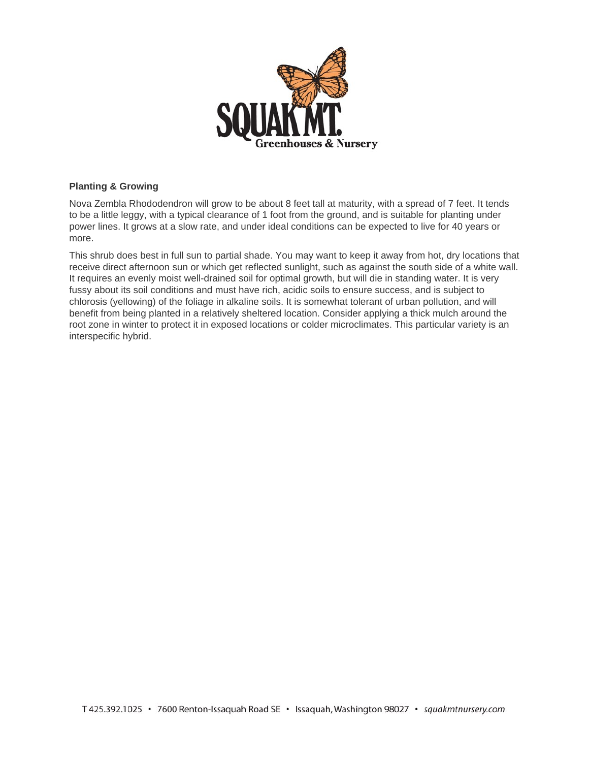## Planting & Growing

Nova Zembla Rhododendron will grow to be about 8 feet tall at maturity, with a spread of 7 feet. It tends to be a little leggy, with a typical clearance of 1 foot from the ground, and is suitable for planting under power lines. It grows at a slow rate, and under ideal conditions can be expected to live for 40 years or more.

This shrub does best in full sun to partial shade. You may want to keep it away from hot, dry locations that receive direct afternoon sun or which get reflected sunlight, such as against the south side of a white wall. It requires an evenly moist well-drained soil for optimal growth, but will die in standing water. It is very fussy about its soil conditions and must have rich, acidic soils to ensure success, and is subject to chlorosis (yellowing) of the foliage in alkaline soils. It is somewhat tolerant of urban pollution, and will benefit from being planted in a relatively sheltered location. Consider applying a thick mulch around the root zone in winter to protect it in exposed locations or colder microclimates. This particular variety is an interspecific hybrid.